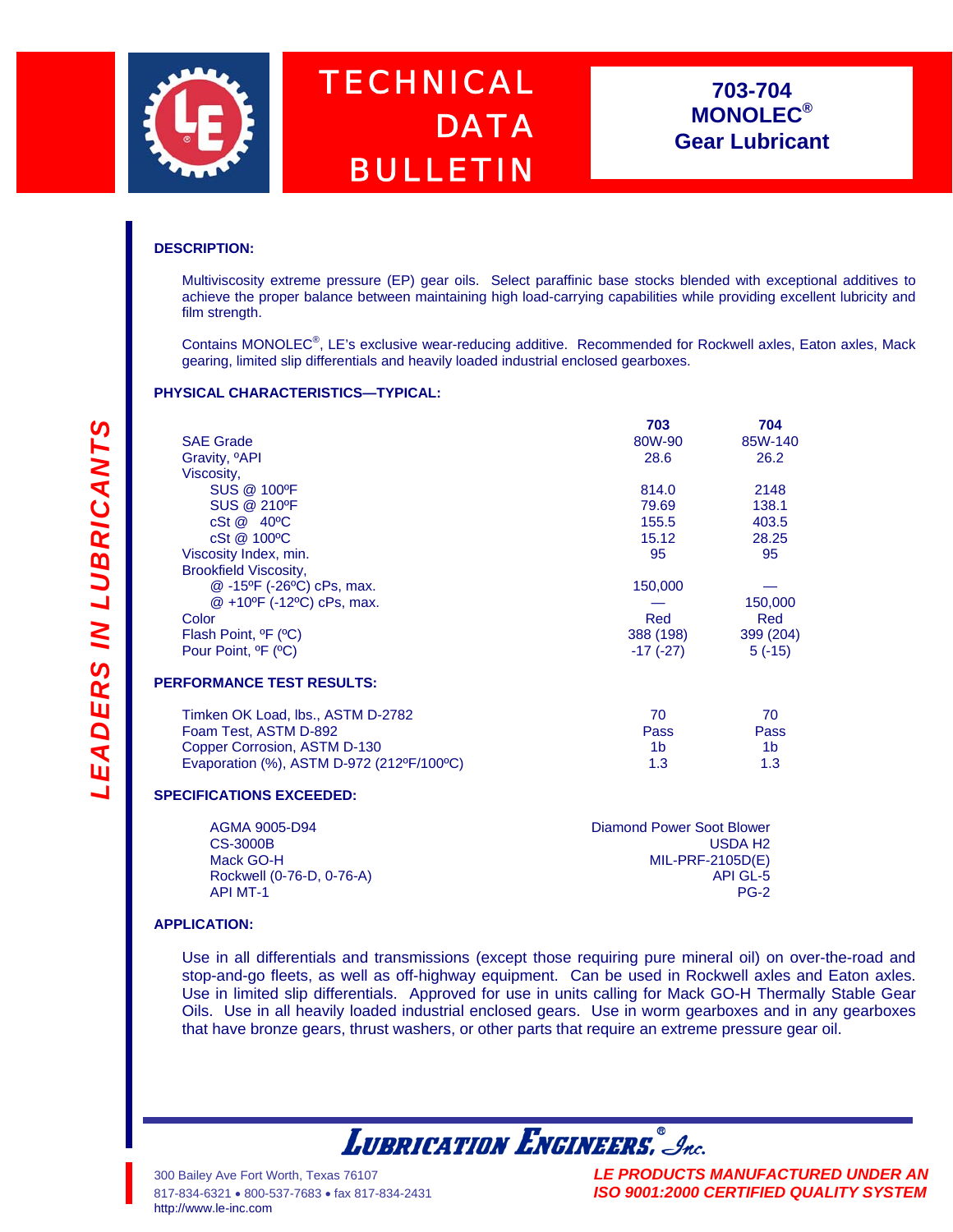# TECHNICAL DATA BULLETIN

## 703-704 MONOLEC® Gear Lubricant

### DESCRIPTION:

Multiviscosity extreme pressure (EP) gear oils. Select paraffinic base stocks blended with exceptional additives to achieve the proper balance between maintaining high load-carrying capabilities while providing excellent lubricity and film strength.

Contains MONOLEC®, LE's exclusive wear-reducing additive. Recommended for Rockwell axles, Eaton axles, Mack gearing, limited slip differentials and heavily loaded industrial enclosed gearboxes.

### PHYSICAL CHARACTERISTICS—TYPICAL:

| | 703 | 704 |
|---|---|---|
| SAE Grade | 80W-90 | 85W-140 |
| Gravity, ºAPI | 28.6 | 26.2 |
| Viscosity, | | |
| SUS @ 100ºF | 814.0 | 2148 |
| SUS @ 210ºF | 79.69 | 138.1 |
| cSt @ 40ºC | 155.5 | 403.5 |
| cSt @ 100ºC | 15.12 | 28.25 |
| Viscosity Index, min. | 95 | 95 |
| Brookfield Viscosity, | | |
| @ -15ºF (-26ºC) cPs, max. | 150,000 | — |
| @ +10ºF (-12ºC) cPs, max. | — | 150,000 |
| Color | Red | Red |
| Flash Point, ºF (ºC) | 388 (198) | 399 (204) |
| Pour Point, ºF (ºC) | -17 (-27) | 5 (-15) |

### PERFORMANCE TEST RESULTS:

| | 703 | 704 |
|---|---|---|
| Timken OK Load, lbs., ASTM D-2782 | 70 | 70 |
| Foam Test, ASTM D-892 | Pass | Pass |
| Copper Corrosion, ASTM D-130 | 1b | 1b |
| Evaporation (%), ASTM D-972 (212ºF/100ºC) | 1.3 | 1.3 |

### SPECIFICATIONS EXCEEDED:

- AGMA 9005-D94
- CS-3000B
- Mack GO-H
- Rockwell (0-76-D, 0-76-A)
- API MT-1
- Diamond Power Soot Blower
- USDA H2
- MIL-PRF-2105D(E)
- API GL-5
- PG-2

### APPLICATION:

Use in all differentials and transmissions (except those requiring pure mineral oil) on over-the-road and stop-and-go fleets, as well as off-highway equipment. Can be used in Rockwell axles and Eaton axles. Use in limited slip differentials. Approved for use in units calling for Mack GO-H Thermally Stable Gear Oils. Use in all heavily loaded industrial enclosed gears. Use in worm gearboxes and in any gearboxes that have bronze gears, thrust washers, or other parts that require an extreme pressure gear oil.

*LEADERS IN LUBRICANTS*

**LUBRICATION ENGINEERS,® Inc.**

300 Bailey Ave Fort Worth, Texas 76107
817-834-6321 • 800-537-7683 • fax 817-834-2431
http://www.le-inc.com

*LE PRODUCTS MANUFACTURED UNDER AN ISO 9001:2000 CERTIFIED QUALITY SYSTEM*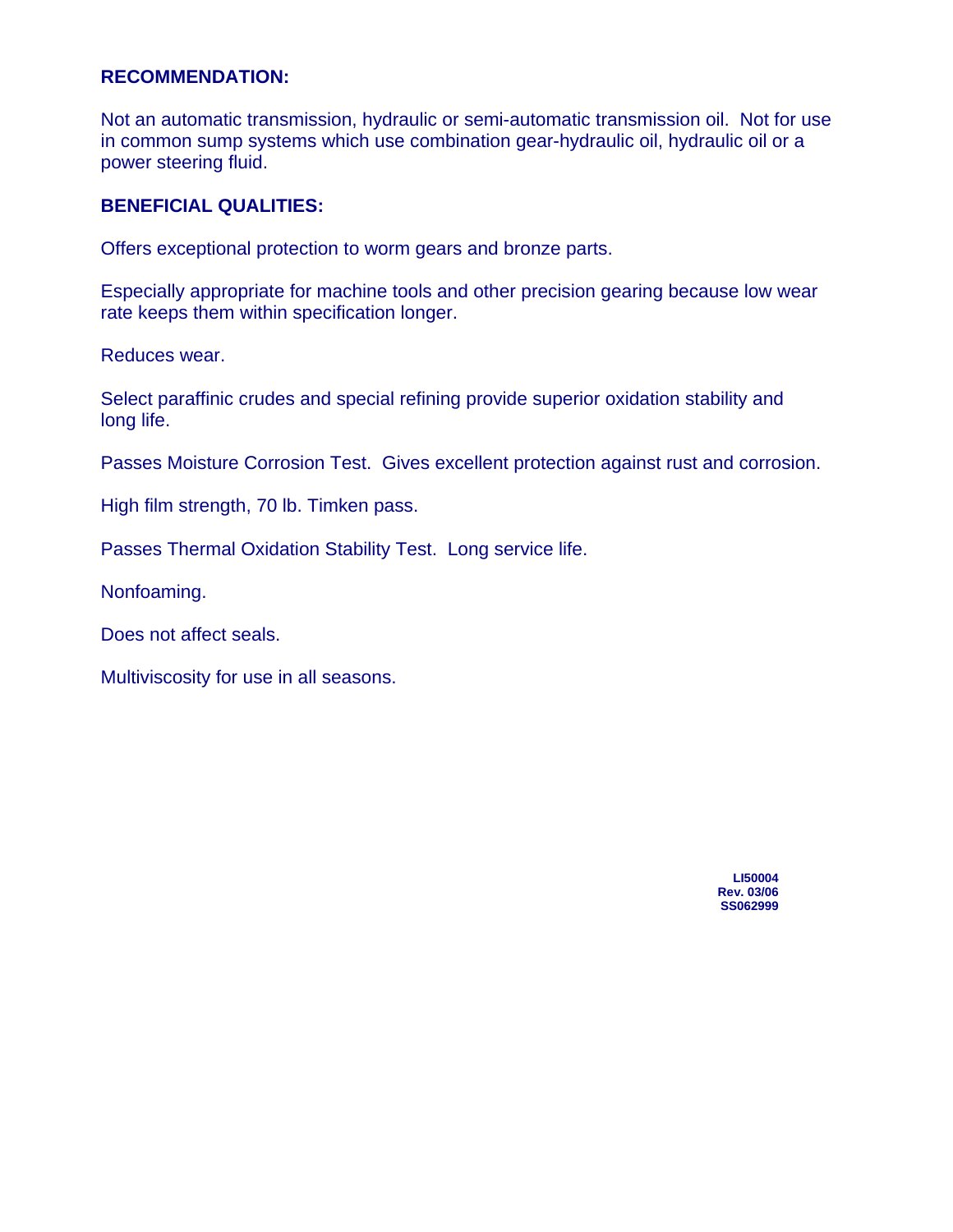**RECOMMENDATION:**

Not an automatic transmission, hydraulic or semi-automatic transmission oil. Not for use in common sump systems which use combination gear-hydraulic oil, hydraulic oil or a power steering fluid.

**BENEFICIAL QUALITIES:**

Offers exceptional protection to worm gears and bronze parts.

Especially appropriate for machine tools and other precision gearing because low wear rate keeps them within specification longer.

Reduces wear.

Select paraffinic crudes and special refining provide superior oxidation stability and long life.

Passes Moisture Corrosion Test. Gives excellent protection against rust and corrosion.

High film strength, 70 lb. Timken pass.

Passes Thermal Oxidation Stability Test. Long service life.

Nonfoaming.

Does not affect seals.

Multiviscosity for use in all seasons.

**LI50004**
**Rev. 03/06**
**SS062999**